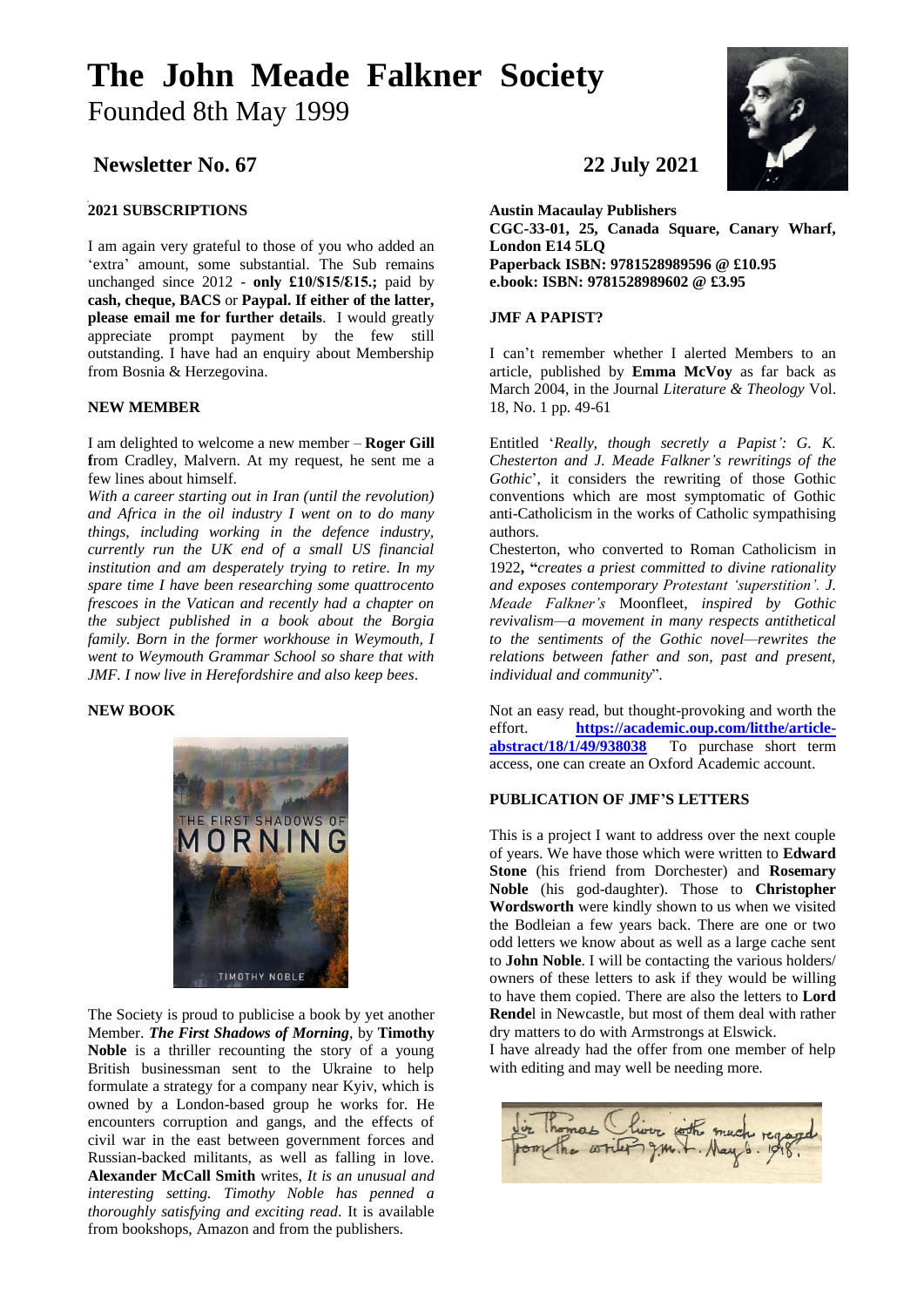# The John Meade Falkner Society

Founded 8th May 1999

## Newsletter No. 67 — 22 July 2021

### 2021 SUBSCRIPTIONS

I am again very grateful to those of you who added an 'extra' amount, some substantial. The Sub remains unchanged since 2012 - **only £10/$15/€15.;** paid by **cash, cheque, BACS** or **Paypal. If either of the latter, please email me for further details**. I would greatly appreciate prompt payment by the few still outstanding. I have had an enquiry about Membership from Bosnia & Herzegovina.

### NEW MEMBER

I am delighted to welcome a new member – **Roger Gill f**rom Cradley, Malvern. At my request, he sent me a few lines about himself.

*With a career starting out in Iran (until the revolution) and Africa in the oil industry I went on to do many things, including working in the defence industry, currently run the UK end of a small US financial institution and am desperately trying to retire. In my spare time I have been researching some quattrocento frescoes in the Vatican and recently had a chapter on the subject published in a book about the Borgia family. Born in the former workhouse in Weymouth, I went to Weymouth Grammar School so share that with JMF. I now live in Herefordshire and also keep bees*.

### NEW BOOK

The Society is proud to publicise a book by yet another Member. ***The First Shadows of Morning***, by **Timothy Noble** is a thriller recounting the story of a young British businessman sent to the Ukraine to help formulate a strategy for a company near Kyiv, which is owned by a London-based group he works for. He encounters corruption and gangs, and the effects of civil war in the east between government forces and Russian-backed militants, as well as falling in love. **Alexander McCall Smith** writes, *It is an unusual and interesting setting. Timothy Noble has penned a thoroughly satisfying and exciting read*. It is available from bookshops, Amazon and from the publishers.

**Austin Macaulay Publishers**
**CGC-33-01, 25, Canada Square, Canary Wharf, London E14 5LQ**
**Paperback ISBN: 9781528989596 @ £10.95**
**e.book: ISBN: 9781528989602 @ £3.95**

### JMF A PAPIST?

I can't remember whether I alerted Members to an article, published by **Emma McVoy** as far back as March 2004, in the Journal *Literature & Theology* Vol. 18, No. 1 pp. 49-61

Entitled '*Really, though secretly a Papist': G. K. Chesterton and J. Meade Falkner's rewritings of the Gothic*', it considers the rewriting of those Gothic conventions which are most symptomatic of Gothic anti-Catholicism in the works of Catholic sympathising authors.

Chesterton, who converted to Roman Catholicism in 1922**, "***creates a priest committed to divine rationality and exposes contemporary Protestant 'superstition'. J. Meade Falkner's* Moonfleet*, inspired by Gothic revivalism—a movement in many respects antithetical to the sentiments of the Gothic novel—rewrites the relations between father and son, past and present, individual and community*".

Not an easy read, but thought-provoking and worth the effort. **https://academic.oup.com/litthe/article-abstract/18/1/49/938038** To purchase short term access, one can create an Oxford Academic account.

### PUBLICATION OF JMF'S LETTERS

This is a project I want to address over the next couple of years. We have those which were written to **Edward Stone** (his friend from Dorchester) and **Rosemary Noble** (his god-daughter). Those to **Christopher Wordsworth** were kindly shown to us when we visited the Bodleian a few years back. There are one or two odd letters we know about as well as a large cache sent to **John Noble**. I will be contacting the various holders/ owners of these letters to ask if they would be willing to have them copied. There are also the letters to **Lord Rende**l in Newcastle, but most of them deal with rather dry matters to do with Armstrongs at Elswick.

I have already had the offer from one member of help with editing and may well be needing more.

Sir Thomas Oliver with much regard from the writer J.M.F. May 6. 1918.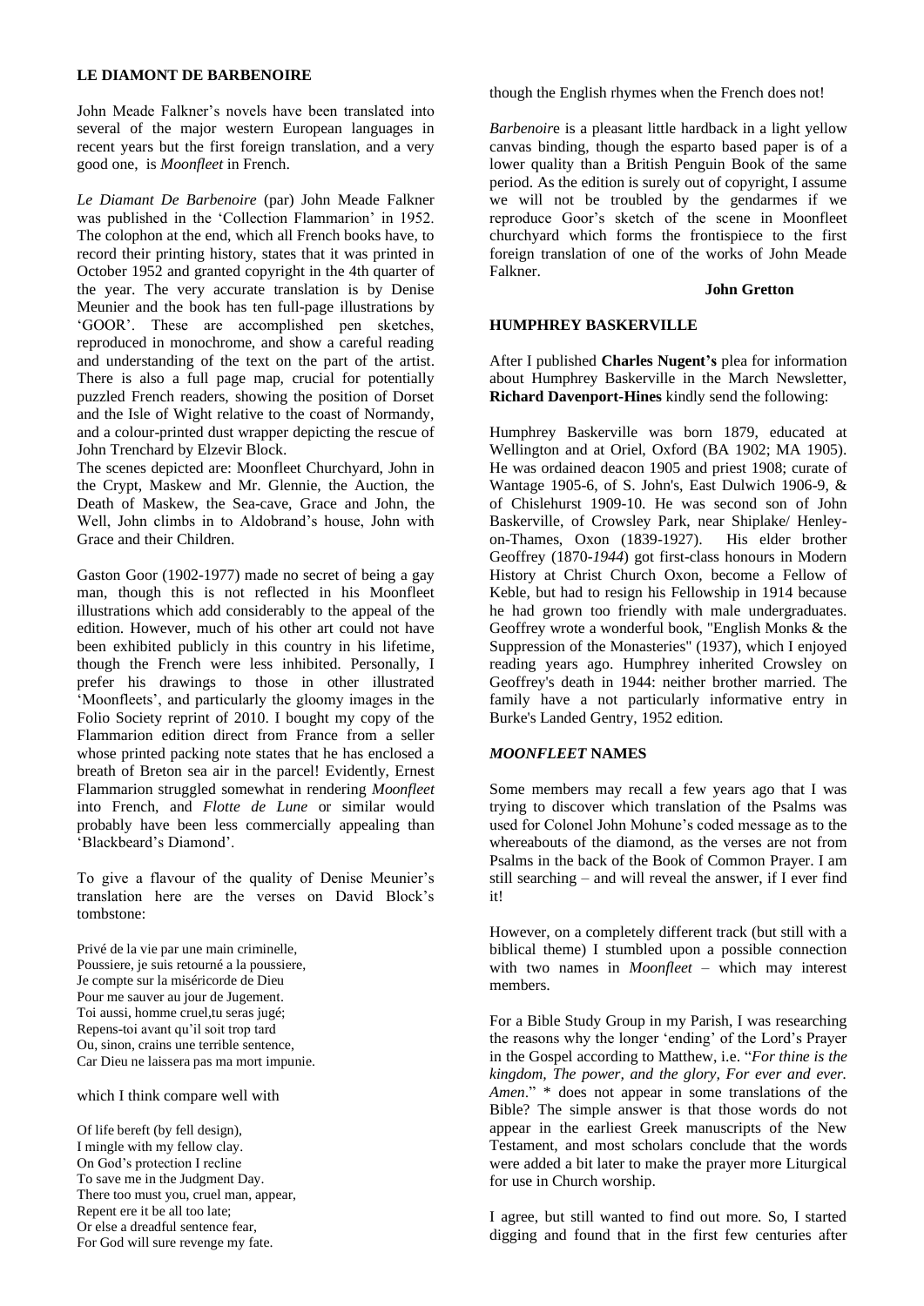## LE DIAMONT DE BARBENOIRE

John Meade Falkner's novels have been translated into several of the major western European languages in recent years but the first foreign translation, and a very good one, is *Moonfleet* in French.

*Le Diamant De Barbenoire* (par) John Meade Falkner was published in the 'Collection Flammarion' in 1952. The colophon at the end, which all French books have, to record their printing history, states that it was printed in October 1952 and granted copyright in the 4th quarter of the year. The very accurate translation is by Denise Meunier and the book has ten full-page illustrations by 'GOOR'. These are accomplished pen sketches, reproduced in monochrome, and show a careful reading and understanding of the text on the part of the artist. There is also a full page map, crucial for potentially puzzled French readers, showing the position of Dorset and the Isle of Wight relative to the coast of Normandy, and a colour-printed dust wrapper depicting the rescue of John Trenchard by Elzevir Block.
The scenes depicted are: Moonfleet Churchyard, John in the Crypt, Maskew and Mr. Glennie, the Auction, the Death of Maskew, the Sea-cave, Grace and John, the Well, John climbs in to Aldobrand's house, John with Grace and their Children.

Gaston Goor (1902-1977) made no secret of being a gay man, though this is not reflected in his Moonfleet illustrations which add considerably to the appeal of the edition. However, much of his other art could not have been exhibited publicly in this country in his lifetime, though the French were less inhibited. Personally, I prefer his drawings to those in other illustrated 'Moonfleets', and particularly the gloomy images in the Folio Society reprint of 2010. I bought my copy of the Flammarion edition direct from France from a seller whose printed packing note states that he has enclosed a breath of Breton sea air in the parcel! Evidently, Ernest Flammarion struggled somewhat in rendering *Moonfleet* into French, and *Flotte de Lune* or similar would probably have been less commercially appealing than 'Blackbeard's Diamond'.

To give a flavour of the quality of Denise Meunier's translation here are the verses on David Block's tombstone:

Privé de la vie par une main criminelle,
Poussiere, je suis retourné a la poussiere,
Je compte sur la miséricorde de Dieu
Pour me sauver au jour de Jugement.
Toi aussi, homme cruel,tu seras jugé;
Repens-toi avant qu'il soit trop tard
Ou, sinon, crains une terrible sentence,
Car Dieu ne laissera pas ma mort impunie.

which I think compare well with

Of life bereft (by fell design),
I mingle with my fellow clay.
On God's protection I recline
To save me in the Judgment Day.
There too must you, cruel man, appear,
Repent ere it be all too late;
Or else a dreadful sentence fear,
For God will sure revenge my fate.

though the English rhymes when the French does not!

*Barbenoire* is a pleasant little hardback in a light yellow canvas binding, though the esparto based paper is of a lower quality than a British Penguin Book of the same period. As the edition is surely out of copyright, I assume we will not be troubled by the gendarmes if we reproduce Goor's sketch of the scene in Moonfleet churchyard which forms the frontispiece to the first foreign translation of one of the works of John Meade Falkner.

**John Gretton**

## HUMPHREY BASKERVILLE

After I published **Charles Nugent's** plea for information about Humphrey Baskerville in the March Newsletter, **Richard Davenport-Hines** kindly send the following:

Humphrey Baskerville was born 1879, educated at Wellington and at Oriel, Oxford (BA 1902; MA 1905). He was ordained deacon 1905 and priest 1908; curate of Wantage 1905-6, of S. John's, East Dulwich 1906-9, & of Chislehurst 1909-10. He was second son of John Baskerville, of Crowsley Park, near Shiplake/ Henley-on-Thames, Oxon (1839-1927). His elder brother Geoffrey (1870-*1944*) got first-class honours in Modern History at Christ Church Oxon, become a Fellow of Keble, but had to resign his Fellowship in 1914 because he had grown too friendly with male undergraduates. Geoffrey wrote a wonderful book, "English Monks & the Suppression of the Monasteries" (1937), which I enjoyed reading years ago. Humphrey inherited Crowsley on Geoffrey's death in 1944: neither brother married. The family have a not particularly informative entry in Burke's Landed Gentry, 1952 edition.

## *MOONFLEET* NAMES

Some members may recall a few years ago that I was trying to discover which translation of the Psalms was used for Colonel John Mohune's coded message as to the whereabouts of the diamond, as the verses are not from Psalms in the back of the Book of Common Prayer. I am still searching – and will reveal the answer, if I ever find it!

However, on a completely different track (but still with a biblical theme) I stumbled upon a possible connection with two names in *Moonfleet* – which may interest members.

For a Bible Study Group in my Parish, I was researching the reasons why the longer 'ending' of the Lord's Prayer in the Gospel according to Matthew, i.e. "*For thine is the kingdom, The power, and the glory, For ever and ever. Amen*." * does not appear in some translations of the Bible? The simple answer is that those words do not appear in the earliest Greek manuscripts of the New Testament, and most scholars conclude that the words were added a bit later to make the prayer more Liturgical for use in Church worship.

I agree, but still wanted to find out more. So, I started digging and found that in the first few centuries after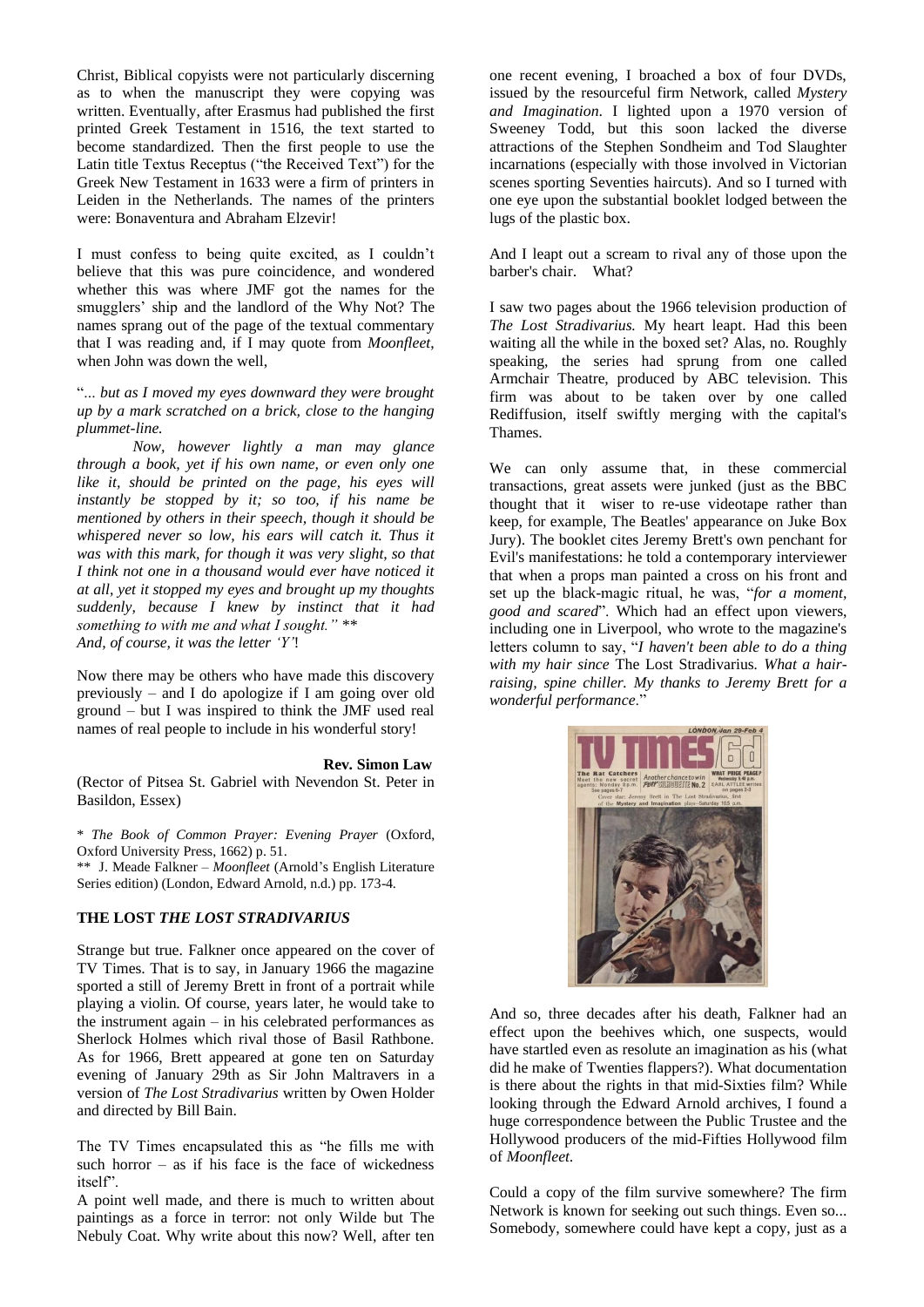Christ, Biblical copyists were not particularly discerning as to when the manuscript they were copying was written. Eventually, after Erasmus had published the first printed Greek Testament in 1516, the text started to become standardized. Then the first people to use the Latin title Textus Receptus ("the Received Text") for the Greek New Testament in 1633 were a firm of printers in Leiden in the Netherlands. The names of the printers were: Bonaventura and Abraham Elzevir!

I must confess to being quite excited, as I couldn't believe that this was pure coincidence, and wondered whether this was where JMF got the names for the smugglers' ship and the landlord of the Why Not? The names sprang out of the page of the textual commentary that I was reading and, if I may quote from *Moonfleet*, when John was down the well,

"*... but as I moved my eyes downward they were brought up by a mark scratched on a brick, close to the hanging plummet-line.*

*Now, however lightly a man may glance through a book, yet if his own name, or even only one like it, should be printed on the page, his eyes will instantly be stopped by it; so too, if his name be mentioned by others in their speech, though it should be whispered never so low, his ears will catch it. Thus it was with this mark, for though it was very slight, so that I think not one in a thousand would ever have noticed it at all, yet it stopped my eyes and brought up my thoughts suddenly, because I knew by instinct that it had something to with me and what I sought."* **
*And, of course, it was the letter 'Y'*!

Now there may be others who have made this discovery previously – and I do apologize if I am going over old ground – but I was inspired to think the JMF used real names of real people to include in his wonderful story!

**Rev. Simon Law**
(Rector of Pitsea St. Gabriel with Nevendon St. Peter in Basildon, Essex)

\* *The Book of Common Prayer: Evening Prayer* (Oxford, Oxford University Press, 1662) p. 51.
** J. Meade Falkner – *Moonfleet* (Arnold's English Literature Series edition) (London, Edward Arnold, n.d.) pp. 173-4.

## THE LOST *THE LOST STRADIVARIUS*

Strange but true. Falkner once appeared on the cover of TV Times. That is to say, in January 1966 the magazine sported a still of Jeremy Brett in front of a portrait while playing a violin. Of course, years later, he would take to the instrument again – in his celebrated performances as Sherlock Holmes which rival those of Basil Rathbone. As for 1966, Brett appeared at gone ten on Saturday evening of January 29th as Sir John Maltravers in a version of *The Lost Stradivarius* written by Owen Holder and directed by Bill Bain.

The TV Times encapsulated this as "he fills me with such horror – as if his face is the face of wickedness itself".

A point well made, and there is much to written about paintings as a force in terror: not only Wilde but The Nebuly Coat. Why write about this now? Well, after ten one recent evening, I broached a box of four DVDs, issued by the resourceful firm Network, called *Mystery and Imagination*. I lighted upon a 1970 version of Sweeney Todd, but this soon lacked the diverse attractions of the Stephen Sondheim and Tod Slaughter incarnations (especially with those involved in Victorian scenes sporting Seventies haircuts). And so I turned with one eye upon the substantial booklet lodged between the lugs of the plastic box.

And I leapt out a scream to rival any of those upon the barber's chair. What?

I saw two pages about the 1966 television production of *The Lost Stradivarius.* My heart leapt. Had this been waiting all the while in the boxed set? Alas, no. Roughly speaking, the series had sprung from one called Armchair Theatre, produced by ABC television. This firm was about to be taken over by one called Rediffusion, itself swiftly merging with the capital's Thames.

We can only assume that, in these commercial transactions, great assets were junked (just as the BBC thought that it wiser to re-use videotape rather than keep, for example, The Beatles' appearance on Juke Box Jury). The booklet cites Jeremy Brett's own penchant for Evil's manifestations: he told a contemporary interviewer that when a props man painted a cross on his front and set up the black-magic ritual, he was, "*for a moment, good and scared*". Which had an effect upon viewers, including one in Liverpool, who wrote to the magazine's letters column to say, "*I haven't been able to do a thing with my hair since* The Lost Stradivarius*. What a hair-raising, spine chiller. My thanks to Jeremy Brett for a wonderful performance*."

And so, three decades after his death, Falkner had an effect upon the beehives which, one suspects, would have startled even as resolute an imagination as his (what did he make of Twenties flappers?). What documentation is there about the rights in that mid-Sixties film? While looking through the Edward Arnold archives, I found a huge correspondence between the Public Trustee and the Hollywood producers of the mid-Fifties Hollywood film of *Moonfleet*.

Could a copy of the film survive somewhere? The firm Network is known for seeking out such things. Even so... Somebody, somewhere could have kept a copy, just as a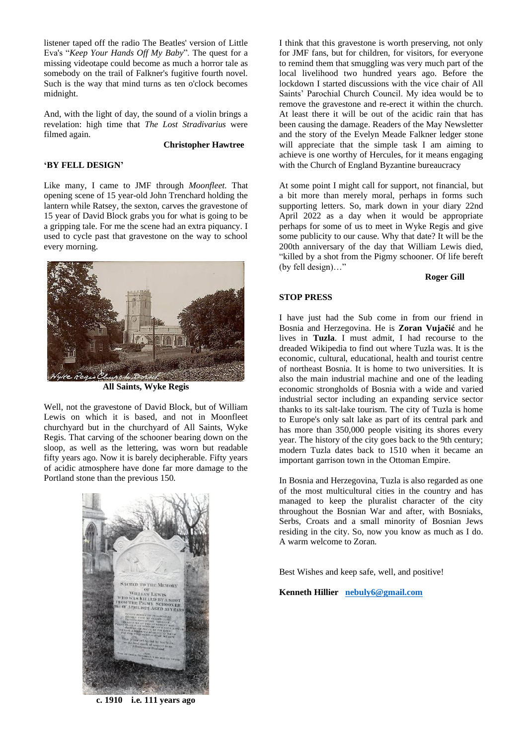listener taped off the radio The Beatles' version of Little Eva's "*Keep Your Hands Off My Baby*". The quest for a missing videotape could become as much a horror tale as somebody on the trail of Falkner's fugitive fourth novel. Such is the way that mind turns as ten o'clock becomes midnight.

And, with the light of day, the sound of a violin brings a revelation: high time that *The Lost Stradivarius* were filmed again.

**Christopher Hawtree**

## 'BY FELL DESIGN'

Like many, I came to JMF through *Moonfleet*. That opening scene of 15 year-old John Trenchard holding the lantern while Ratsey, the sexton, carves the gravestone of 15 year of David Block grabs you for what is going to be a gripping tale. For me the scene had an extra piquancy. I used to cycle past that gravestone on the way to school every morning.

**All Saints, Wyke Regis**

Well, not the gravestone of David Block, but of William Lewis on which it is based, and not in Moonfleet churchyard but in the churchyard of All Saints, Wyke Regis. That carving of the schooner bearing down on the sloop, as well as the lettering, was worn but readable fifty years ago. Now it is barely decipherable. Fifty years of acidic atmosphere have done far more damage to the Portland stone than the previous 150.

**c. 1910 i.e. 111 years ago**

I think that this gravestone is worth preserving, not only for JMF fans, but for children, for visitors, for everyone to remind them that smuggling was very much part of the local livelihood two hundred years ago. Before the lockdown I started discussions with the vice chair of All Saints' Parochial Church Council. My idea would be to remove the gravestone and re-erect it within the church. At least there it will be out of the acidic rain that has been causing the damage. Readers of the May Newsletter and the story of the Evelyn Meade Falkner ledger stone will appreciate that the simple task I am aiming to achieve is one worthy of Hercules, for it means engaging with the Church of England Byzantine bureaucracy

At some point I might call for support, not financial, but a bit more than merely moral, perhaps in forms such supporting letters. So, mark down in your diary 22nd April 2022 as a day when it would be appropriate perhaps for some of us to meet in Wyke Regis and give some publicity to our cause. Why that date? It will be the 200th anniversary of the day that William Lewis died, "killed by a shot from the Pigmy schooner. Of life bereft (by fell design)…"

**Roger Gill**

## STOP PRESS

I have just had the Sub come in from our friend in Bosnia and Herzegovina. He is **Zoran Vujačić** and he lives in **Tuzla**. I must admit, I had recourse to the dreaded Wikipedia to find out where Tuzla was. It is the economic, cultural, educational, health and tourist centre of northeast Bosnia. It is home to two universities. It is also the main industrial machine and one of the leading economic strongholds of Bosnia with a wide and varied industrial sector including an expanding service sector thanks to its salt-lake tourism. The city of Tuzla is home to Europe's only salt lake as part of its central park and has more than 350,000 people visiting its shores every year. The history of the city goes back to the 9th century; modern Tuzla dates back to 1510 when it became an important garrison town in the Ottoman Empire.

In Bosnia and Herzegovina, Tuzla is also regarded as one of the most multicultural cities in the country and has managed to keep the pluralist character of the city throughout the Bosnian War and after, with Bosniaks, Serbs, Croats and a small minority of Bosnian Jews residing in the city. So, now you know as much as I do. A warm welcome to Zoran.

Best Wishes and keep safe, well, and positive!

**Kenneth Hillier** nebuly6@gmail.com